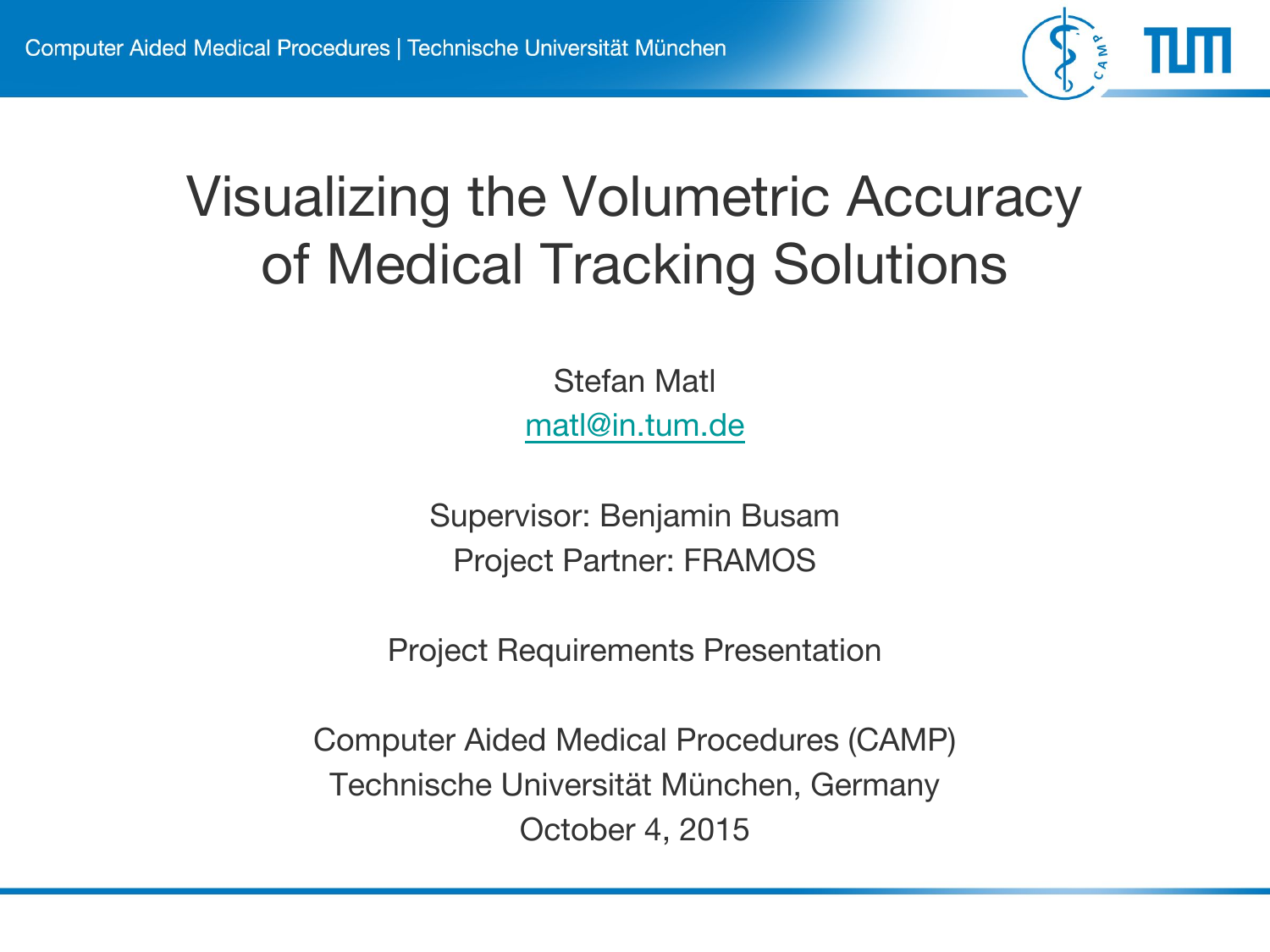# Visualizing the Volumetric Accuracy of Medical Tracking Solutions

Stefan Matl

matl@in.tum.de

Supervisor: Benjamin Busam

Project Partner: FRAMOS

Project Requirements Presentation

Computer Aided Medical Procedures (CAMP)

Technische Universität München, Germany

October 4, 2015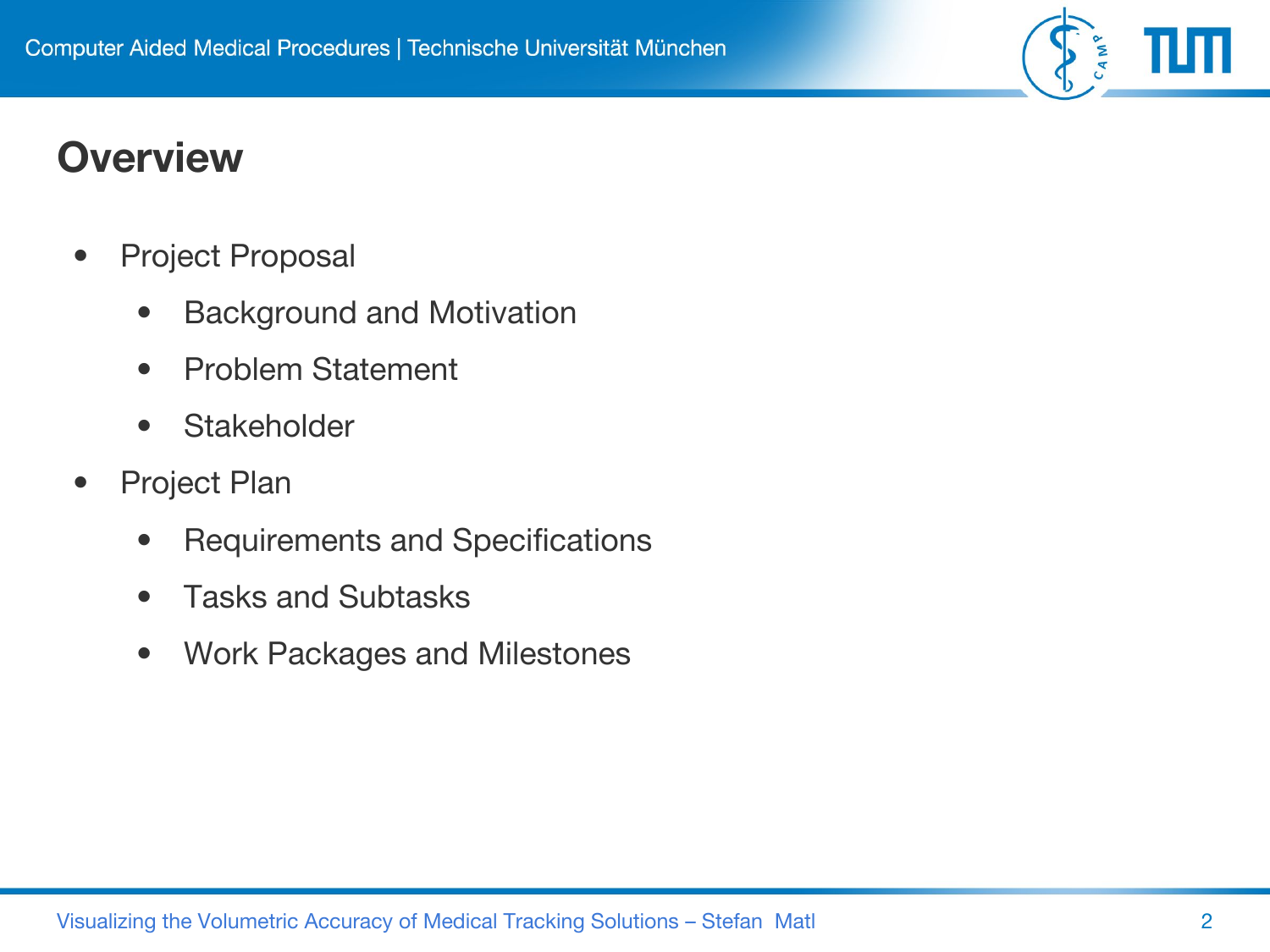# Overview

- Project Proposal
  - Background and Motivation
  - Problem Statement
  - Stakeholder
- Project Plan
  - Requirements and Specifications
  - Tasks and Subtasks
  - Work Packages and Milestones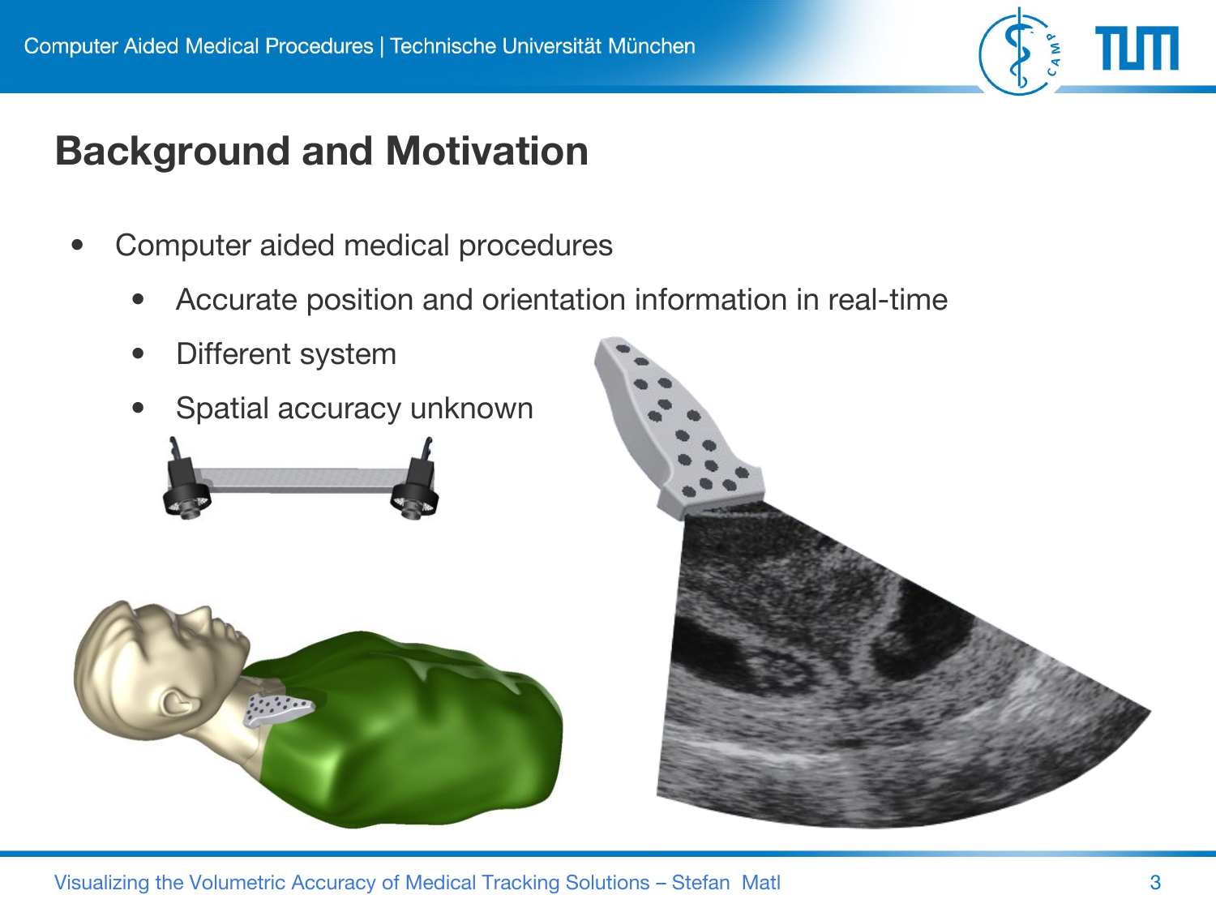# Background and Motivation

- Computer aided medical procedures
  - Accurate position and orientation information in real-time
  - Different system
  - Spatial accuracy unknown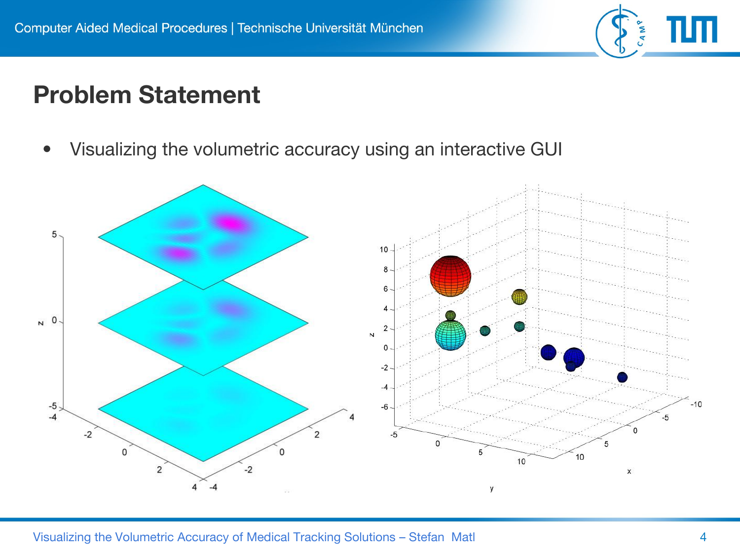# Problem Statement

- Visualizing the volumetric accuracy using an interactive GUI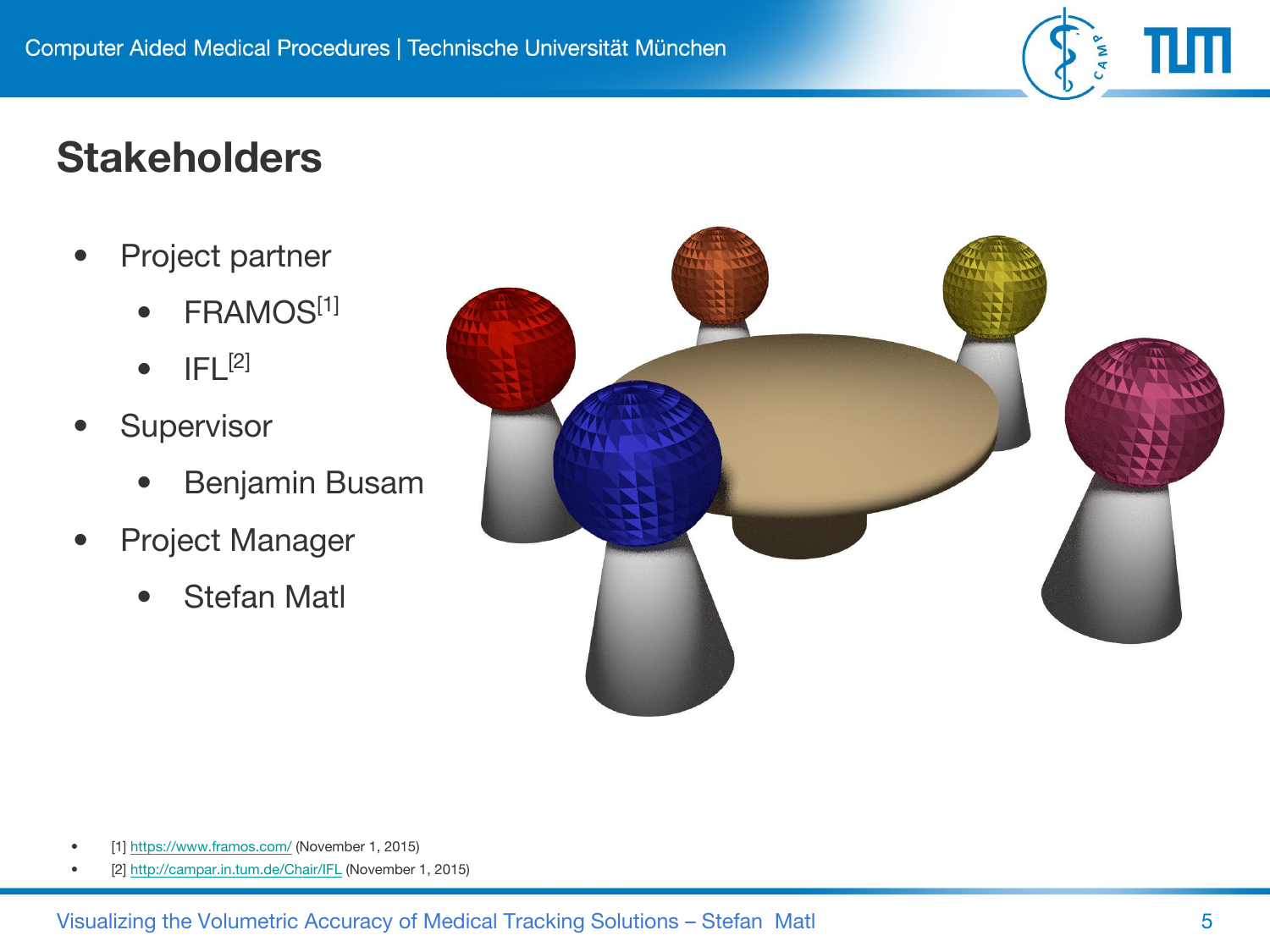# Stakeholders

- Project partner
  - FRAMOS[1]
  - IFL[2]
- Supervisor
  - Benjamin Busam
- Project Manager
  - Stefan Matl

- [1] https://www.framos.com/ (November 1, 2015)
- [2] http://campar.in.tum.de/Chair/IFL (November 1, 2015)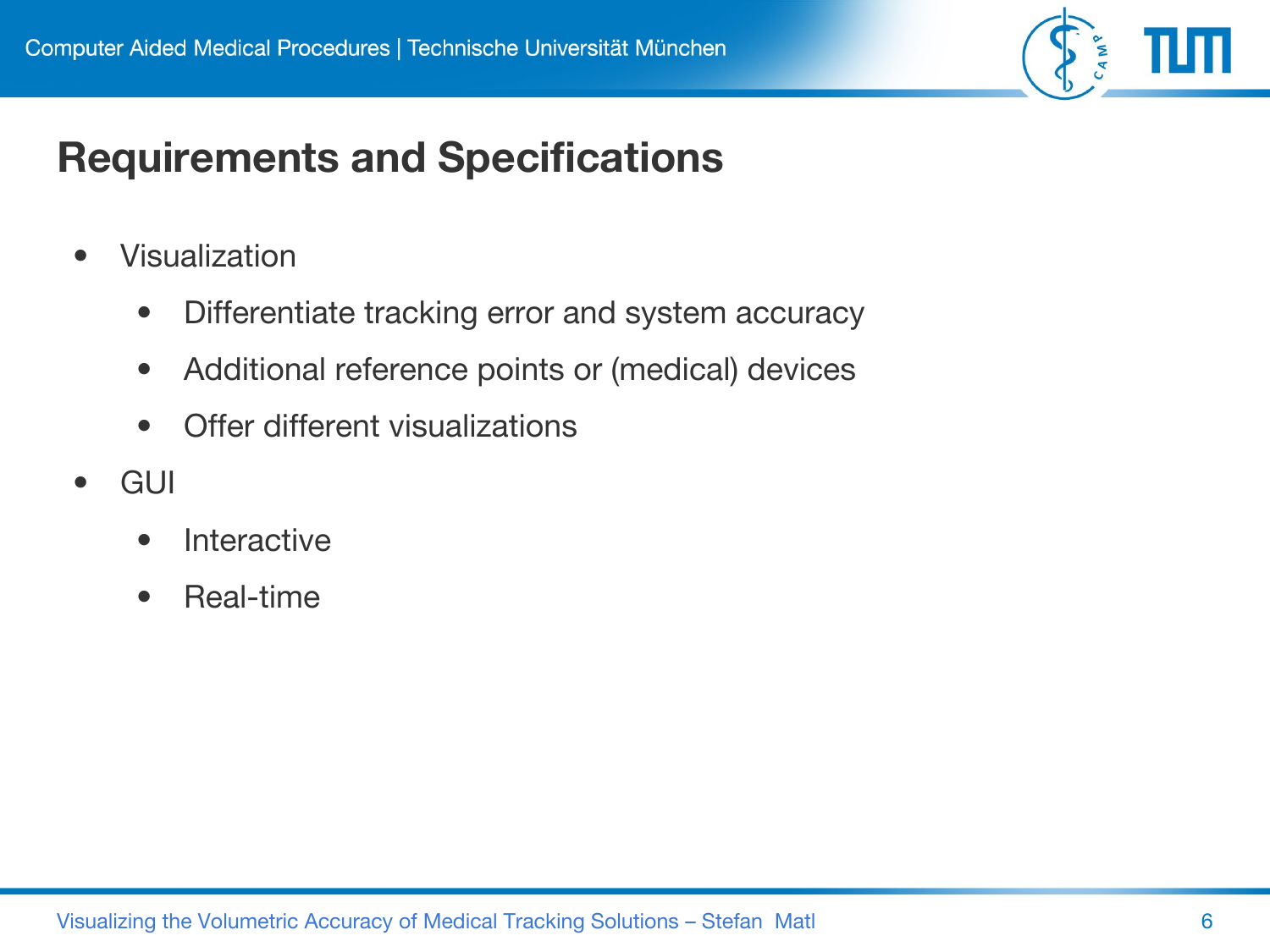# Requirements and Specifications

- Visualization
  - Differentiate tracking error and system accuracy
  - Additional reference points or (medical) devices
  - Offer different visualizations
- GUI
  - Interactive
  - Real-time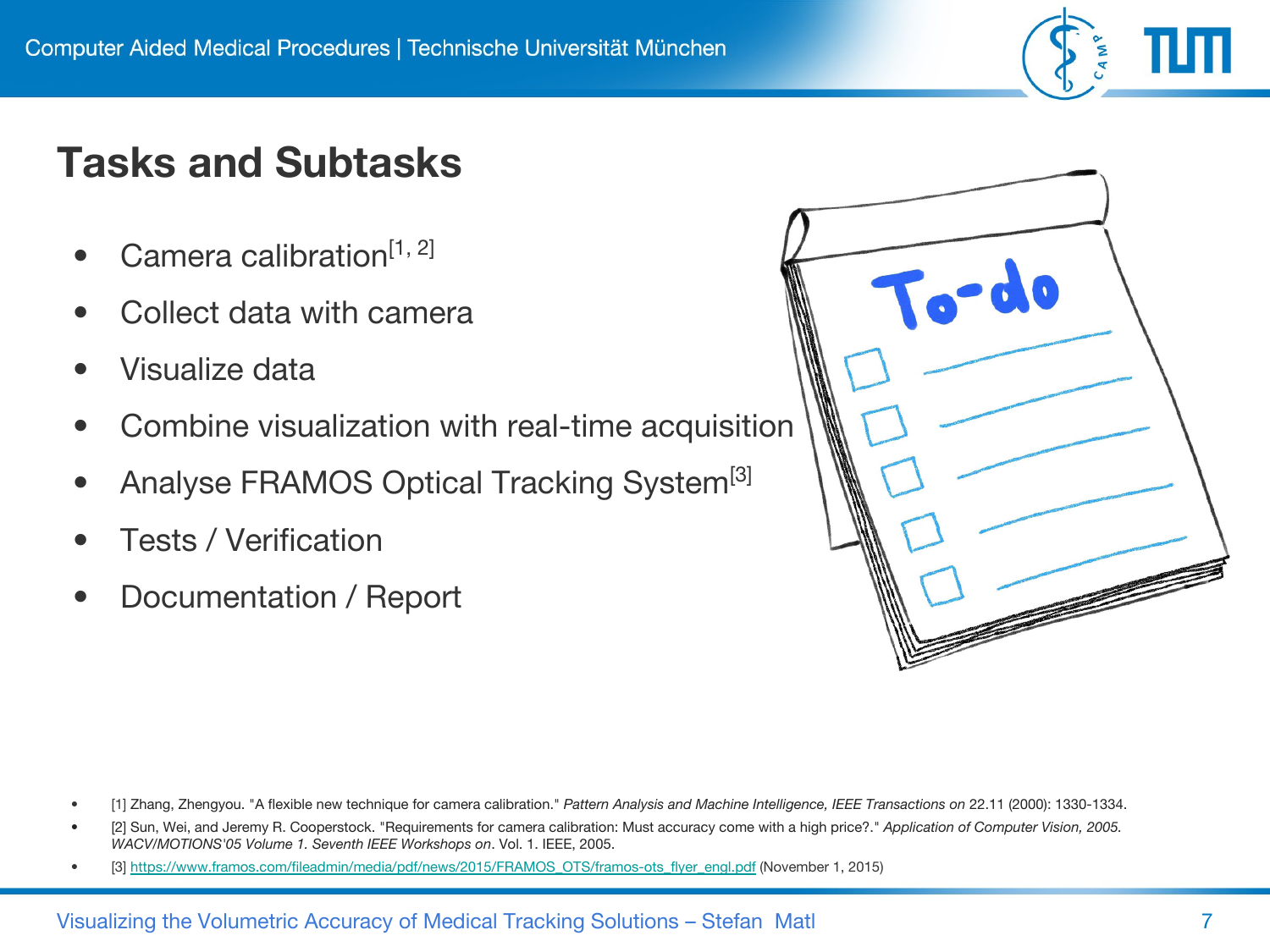# Tasks and Subtasks

- Camera calibration[1, 2]
- Collect data with camera
- Visualize data
- Combine visualization with real-time acquisition
- Analyse FRAMOS Optical Tracking System[3]
- Tests / Verification
- Documentation / Report

- [1] Zhang, Zhengyou. "A flexible new technique for camera calibration." *Pattern Analysis and Machine Intelligence, IEEE Transactions on* 22.11 (2000): 1330-1334.
- [2] Sun, Wei, and Jeremy R. Cooperstock. "Requirements for camera calibration: Must accuracy come with a high price?." *Application of Computer Vision, 2005. WACV/MOTIONS'05 Volume 1. Seventh IEEE Workshops on*. Vol. 1. IEEE, 2005.
- [3] https://www.framos.com/fileadmin/media/pdf/news/2015/FRAMOS_OTS/framos-ots_flyer_engl.pdf (November 1, 2015)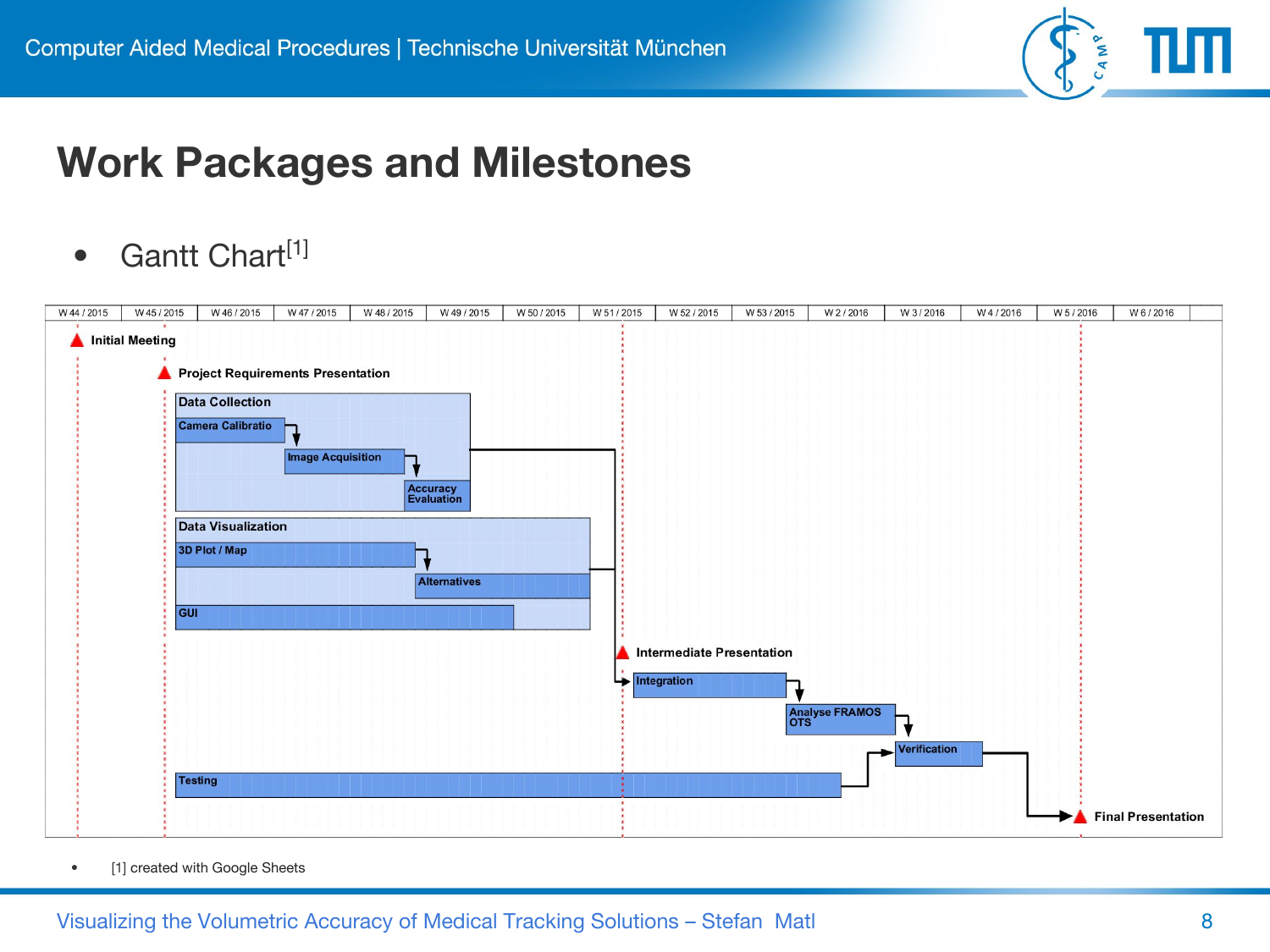# Work Packages and Milestones

- Gantt Chart[1]

| W 44 / 2015 | W 45 / 2015 | W 46 / 2015 | W 47 / 2015 | W 48 / 2015 | W 49 / 2015 | W 50 / 2015 | W 51 / 2015 | W 52 / 2015 | W 53 / 2015 | W 2 / 2016 | W 3 / 2016 | W 4 / 2016 | W 5 / 2016 | W 6 / 2016 |
|---|---|---|---|---|---|---|---|---|---|---|---|---|---|---|

- Initial Meeting
- Project Requirements Presentation
- Data Collection
  - Camera Calibratio
  - Image Acquisition
  - Accuracy Evaluation
- Data Visualization
  - 3D Plot / Map
  - Alternatives
  - GUI
- Intermediate Presentation
- Integration
- Analyse FRAMOS OTS
- Verification
- Testing
- Final Presentation

- [1] created with Google Sheets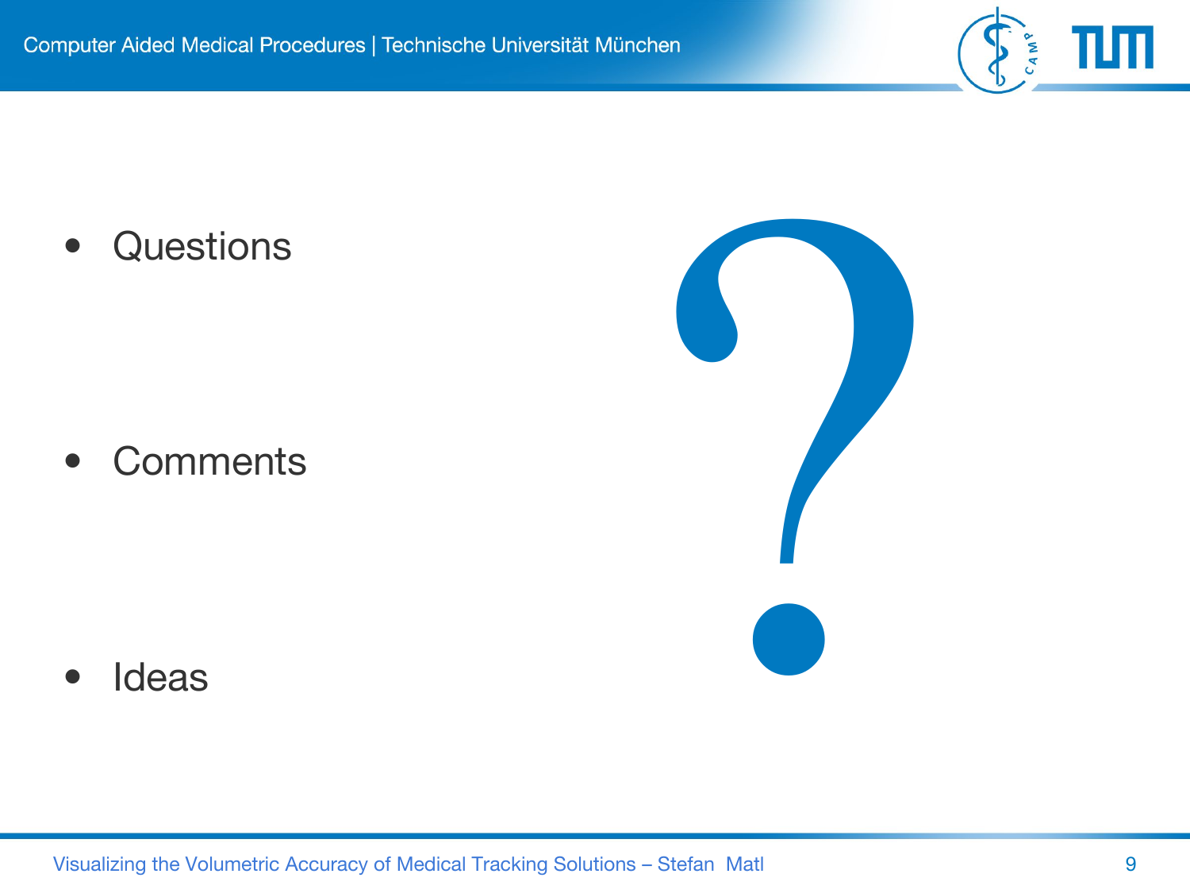- Questions
- Comments
- Ideas

?